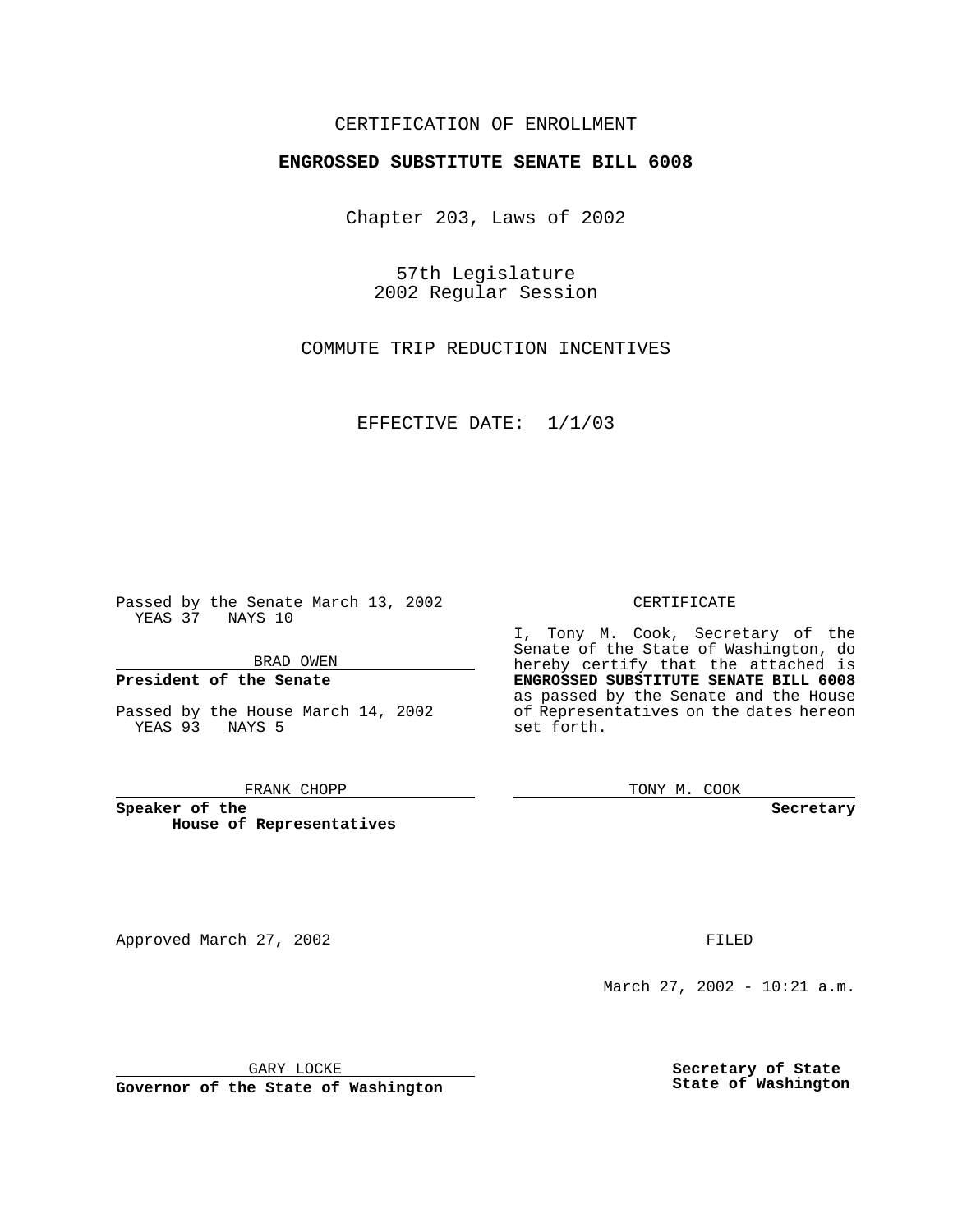CERTIFICATION OF ENROLLMENT

**ENGROSSED SUBSTITUTE SENATE BILL 6008**

Chapter 203, Laws of 2002

57th Legislature
2002 Regular Session

COMMUTE TRIP REDUCTION INCENTIVES

EFFECTIVE DATE: 1/1/03

Passed by the Senate March 13, 2002
YEAS 37 NAYS 10

BRAD OWEN

**President of the Senate**

Passed by the House March 14, 2002
YEAS 93 NAYS 5

FRANK CHOPP

**Speaker of the House of Representatives**

CERTIFICATE

I, Tony M. Cook, Secretary of the Senate of the State of Washington, do hereby certify that the attached is **ENGROSSED SUBSTITUTE SENATE BILL 6008** as passed by the Senate and the House of Representatives on the dates hereon set forth.

TONY M. COOK

**Secretary**

Approved March 27, 2002

GARY LOCKE

**Governor of the State of Washington**

FILED

March 27, 2002 - 10:21 a.m.

**Secretary of State**
**State of Washington**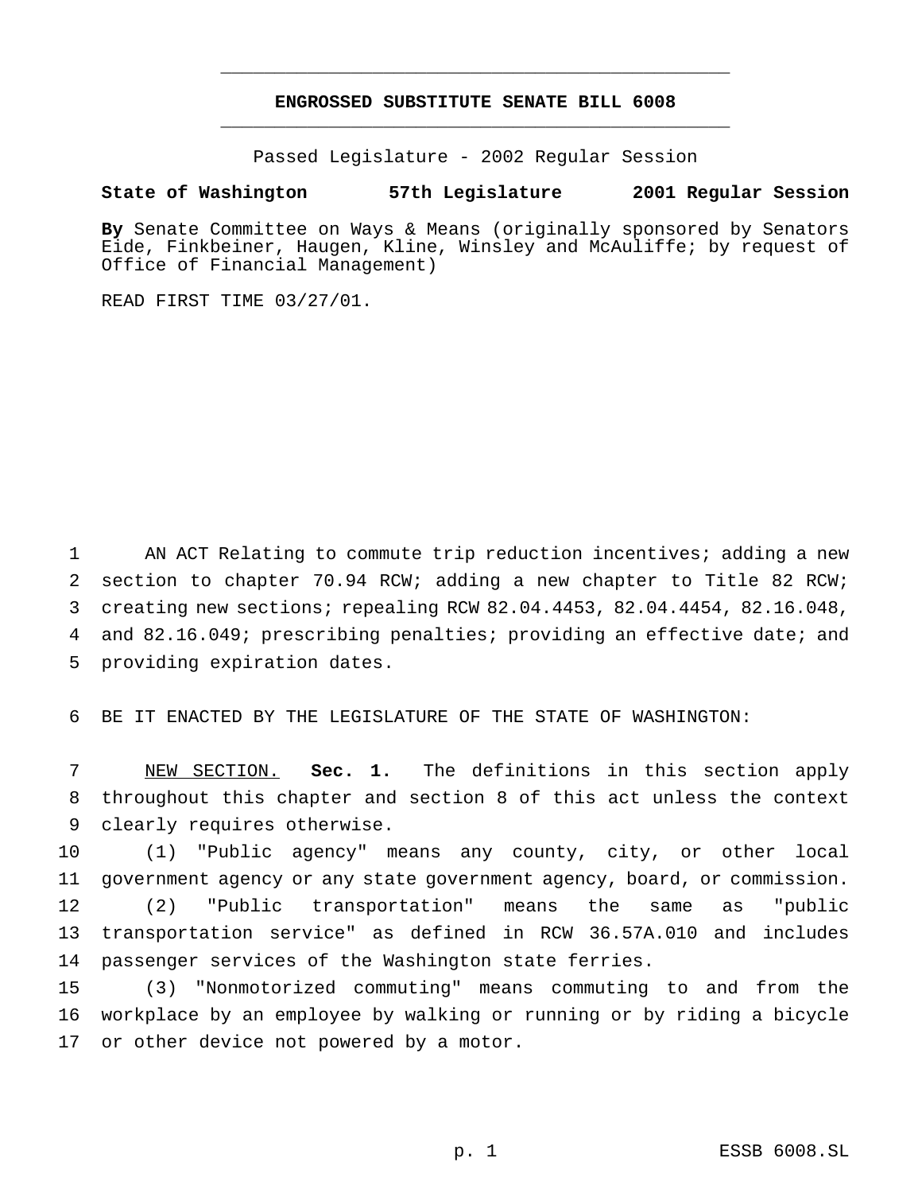# ENGROSSED SUBSTITUTE SENATE BILL 6008

Passed Legislature - 2002 Regular Session

**State of Washington 57th Legislature 2001 Regular Session**

**By** Senate Committee on Ways & Means (originally sponsored by Senators Eide, Finkbeiner, Haugen, Kline, Winsley and McAuliffe; by request of Office of Financial Management)

READ FIRST TIME 03/27/01.

AN ACT Relating to commute trip reduction incentives; adding a new section to chapter 70.94 RCW; adding a new chapter to Title 82 RCW; creating new sections; repealing RCW 82.04.4453, 82.04.4454, 82.16.048, and 82.16.049; prescribing penalties; providing an effective date; and providing expiration dates.

BE IT ENACTED BY THE LEGISLATURE OF THE STATE OF WASHINGTON:

NEW SECTION. **Sec. 1.** The definitions in this section apply throughout this chapter and section 8 of this act unless the context clearly requires otherwise.

(1) "Public agency" means any county, city, or other local government agency or any state government agency, board, or commission.

(2) "Public transportation" means the same as "public transportation service" as defined in RCW 36.57A.010 and includes passenger services of the Washington state ferries.

(3) "Nonmotorized commuting" means commuting to and from the workplace by an employee by walking or running or by riding a bicycle or other device not powered by a motor.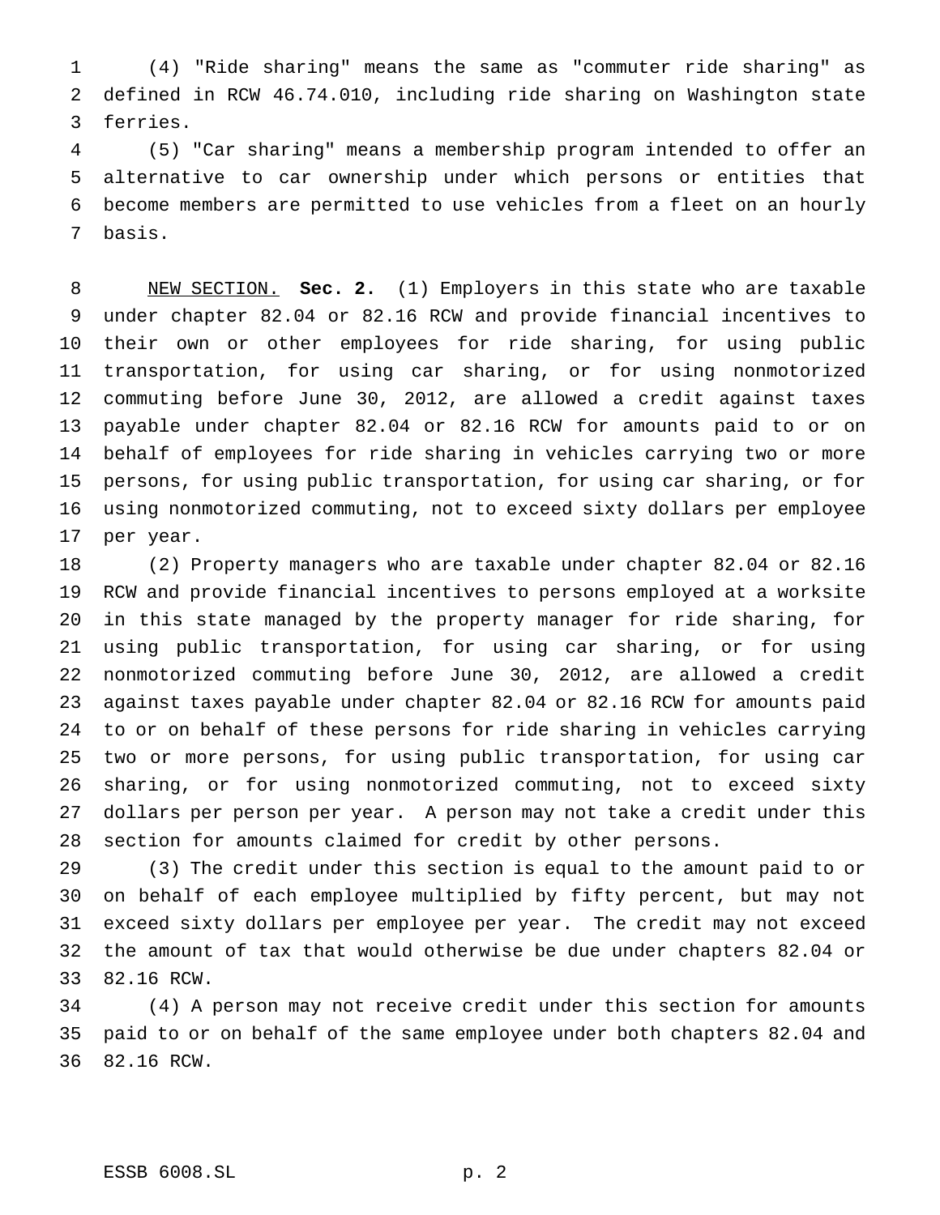(4) "Ride sharing" means the same as "commuter ride sharing" as defined in RCW 46.74.010, including ride sharing on Washington state ferries.

(5) "Car sharing" means a membership program intended to offer an alternative to car ownership under which persons or entities that become members are permitted to use vehicles from a fleet on an hourly basis.

NEW SECTION. **Sec. 2.** (1) Employers in this state who are taxable under chapter 82.04 or 82.16 RCW and provide financial incentives to their own or other employees for ride sharing, for using public transportation, for using car sharing, or for using nonmotorized commuting before June 30, 2012, are allowed a credit against taxes payable under chapter 82.04 or 82.16 RCW for amounts paid to or on behalf of employees for ride sharing in vehicles carrying two or more persons, for using public transportation, for using car sharing, or for using nonmotorized commuting, not to exceed sixty dollars per employee per year.

(2) Property managers who are taxable under chapter 82.04 or 82.16 RCW and provide financial incentives to persons employed at a worksite in this state managed by the property manager for ride sharing, for using public transportation, for using car sharing, or for using nonmotorized commuting before June 30, 2012, are allowed a credit against taxes payable under chapter 82.04 or 82.16 RCW for amounts paid to or on behalf of these persons for ride sharing in vehicles carrying two or more persons, for using public transportation, for using car sharing, or for using nonmotorized commuting, not to exceed sixty dollars per person per year. A person may not take a credit under this section for amounts claimed for credit by other persons.

(3) The credit under this section is equal to the amount paid to or on behalf of each employee multiplied by fifty percent, but may not exceed sixty dollars per employee per year. The credit may not exceed the amount of tax that would otherwise be due under chapters 82.04 or 82.16 RCW.

(4) A person may not receive credit under this section for amounts paid to or on behalf of the same employee under both chapters 82.04 and 82.16 RCW.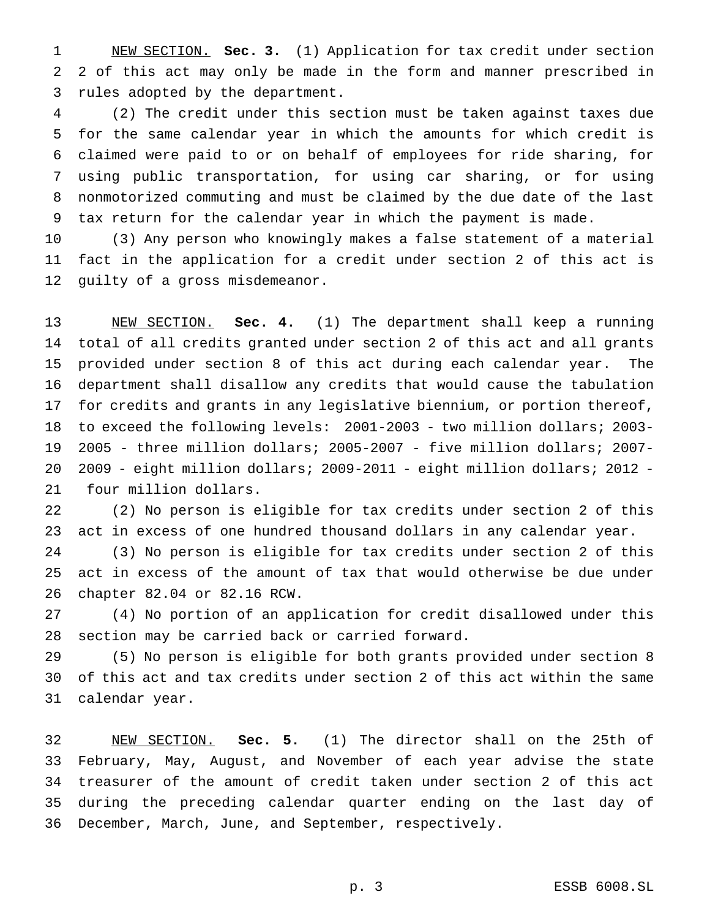NEW SECTION. **Sec. 3.** (1) Application for tax credit under section 2 of this act may only be made in the form and manner prescribed in rules adopted by the department.

(2) The credit under this section must be taken against taxes due for the same calendar year in which the amounts for which credit is claimed were paid to or on behalf of employees for ride sharing, for using public transportation, for using car sharing, or for using nonmotorized commuting and must be claimed by the due date of the last tax return for the calendar year in which the payment is made.

(3) Any person who knowingly makes a false statement of a material fact in the application for a credit under section 2 of this act is guilty of a gross misdemeanor.

NEW SECTION. **Sec. 4.** (1) The department shall keep a running total of all credits granted under section 2 of this act and all grants provided under section 8 of this act during each calendar year. The department shall disallow any credits that would cause the tabulation for credits and grants in any legislative biennium, or portion thereof, to exceed the following levels: 2001-2003 - two million dollars; 2003-2005 - three million dollars; 2005-2007 - five million dollars; 2007-2009 - eight million dollars; 2009-2011 - eight million dollars; 2012 - four million dollars.

(2) No person is eligible for tax credits under section 2 of this act in excess of one hundred thousand dollars in any calendar year.

(3) No person is eligible for tax credits under section 2 of this act in excess of the amount of tax that would otherwise be due under chapter 82.04 or 82.16 RCW.

(4) No portion of an application for credit disallowed under this section may be carried back or carried forward.

(5) No person is eligible for both grants provided under section 8 of this act and tax credits under section 2 of this act within the same calendar year.

NEW SECTION. **Sec. 5.** (1) The director shall on the 25th of February, May, August, and November of each year advise the state treasurer of the amount of credit taken under section 2 of this act during the preceding calendar quarter ending on the last day of December, March, June, and September, respectively.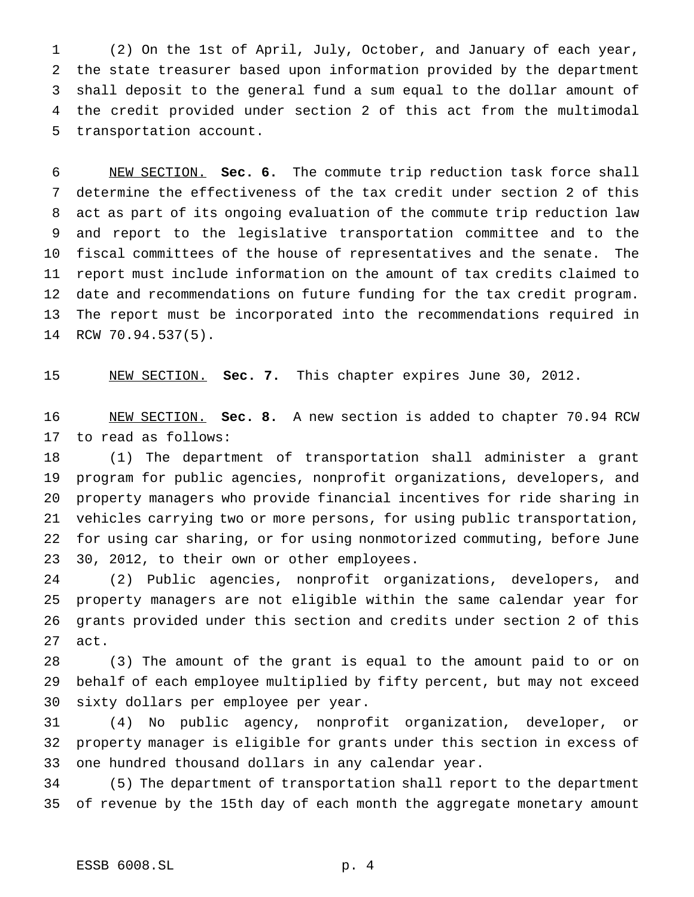(2) On the 1st of April, July, October, and January of each year, the state treasurer based upon information provided by the department shall deposit to the general fund a sum equal to the dollar amount of the credit provided under section 2 of this act from the multimodal transportation account.

NEW SECTION. **Sec. 6.** The commute trip reduction task force shall determine the effectiveness of the tax credit under section 2 of this act as part of its ongoing evaluation of the commute trip reduction law and report to the legislative transportation committee and to the fiscal committees of the house of representatives and the senate. The report must include information on the amount of tax credits claimed to date and recommendations on future funding for the tax credit program. The report must be incorporated into the recommendations required in RCW 70.94.537(5).

NEW SECTION. **Sec. 7.** This chapter expires June 30, 2012.

NEW SECTION. **Sec. 8.** A new section is added to chapter 70.94 RCW to read as follows:

(1) The department of transportation shall administer a grant program for public agencies, nonprofit organizations, developers, and property managers who provide financial incentives for ride sharing in vehicles carrying two or more persons, for using public transportation, for using car sharing, or for using nonmotorized commuting, before June 30, 2012, to their own or other employees.

(2) Public agencies, nonprofit organizations, developers, and property managers are not eligible within the same calendar year for grants provided under this section and credits under section 2 of this act.

(3) The amount of the grant is equal to the amount paid to or on behalf of each employee multiplied by fifty percent, but may not exceed sixty dollars per employee per year.

(4) No public agency, nonprofit organization, developer, or property manager is eligible for grants under this section in excess of one hundred thousand dollars in any calendar year.

(5) The department of transportation shall report to the department of revenue by the 15th day of each month the aggregate monetary amount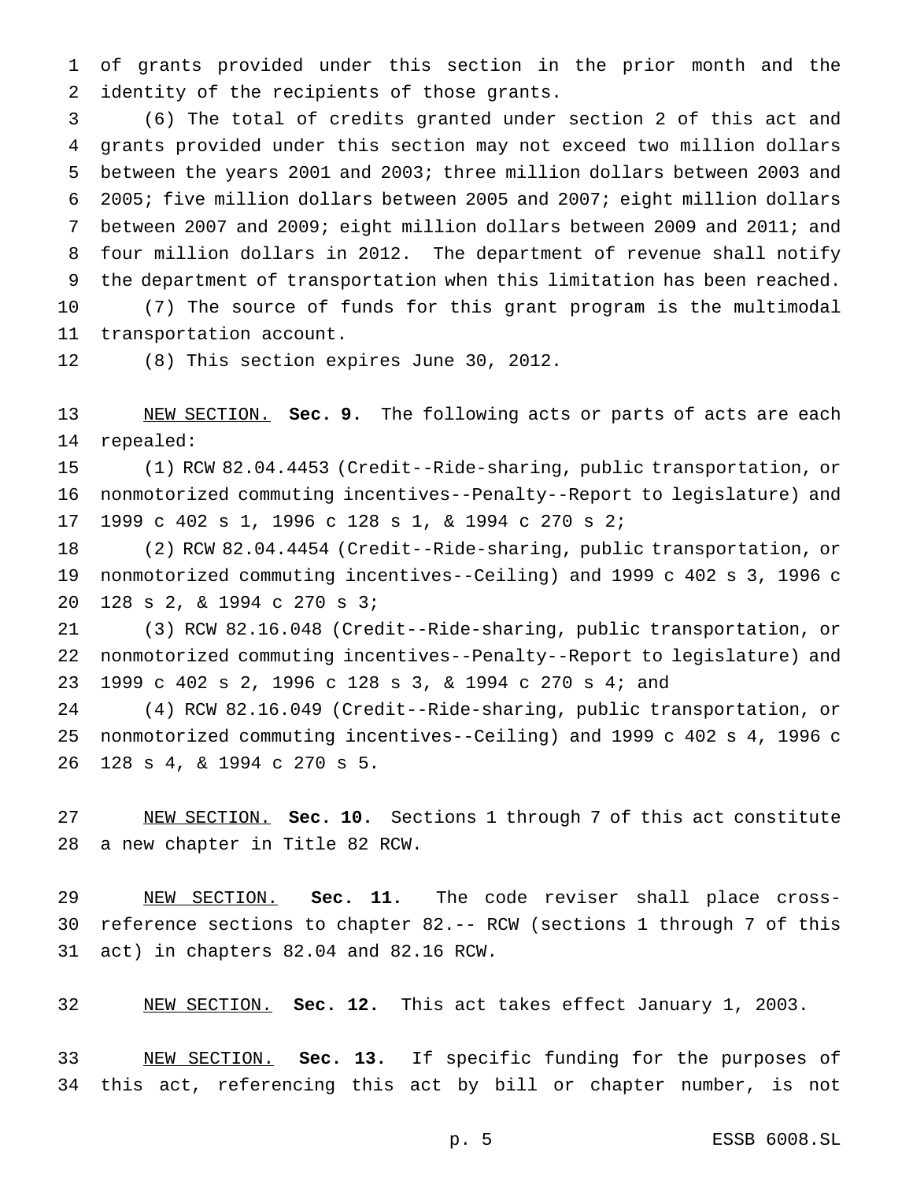of grants provided under this section in the prior month and the identity of the recipients of those grants.

(6) The total of credits granted under section 2 of this act and grants provided under this section may not exceed two million dollars between the years 2001 and 2003; three million dollars between 2003 and 2005; five million dollars between 2005 and 2007; eight million dollars between 2007 and 2009; eight million dollars between 2009 and 2011; and four million dollars in 2012. The department of revenue shall notify the department of transportation when this limitation has been reached.

(7) The source of funds for this grant program is the multimodal transportation account.

(8) This section expires June 30, 2012.

NEW SECTION. **Sec. 9.** The following acts or parts of acts are each repealed:

(1) RCW 82.04.4453 (Credit--Ride-sharing, public transportation, or nonmotorized commuting incentives--Penalty--Report to legislature) and 1999 c 402 s 1, 1996 c 128 s 1, & 1994 c 270 s 2;

(2) RCW 82.04.4454 (Credit--Ride-sharing, public transportation, or nonmotorized commuting incentives--Ceiling) and 1999 c 402 s 3, 1996 c 128 s 2, & 1994 c 270 s 3;

(3) RCW 82.16.048 (Credit--Ride-sharing, public transportation, or nonmotorized commuting incentives--Penalty--Report to legislature) and 1999 c 402 s 2, 1996 c 128 s 3, & 1994 c 270 s 4; and

(4) RCW 82.16.049 (Credit--Ride-sharing, public transportation, or nonmotorized commuting incentives--Ceiling) and 1999 c 402 s 4, 1996 c 128 s 4, & 1994 c 270 s 5.

NEW SECTION. **Sec. 10.** Sections 1 through 7 of this act constitute a new chapter in Title 82 RCW.

NEW SECTION. **Sec. 11.** The code reviser shall place cross-reference sections to chapter 82.-- RCW (sections 1 through 7 of this act) in chapters 82.04 and 82.16 RCW.

NEW SECTION. **Sec. 12.** This act takes effect January 1, 2003.

NEW SECTION. **Sec. 13.** If specific funding for the purposes of this act, referencing this act by bill or chapter number, is not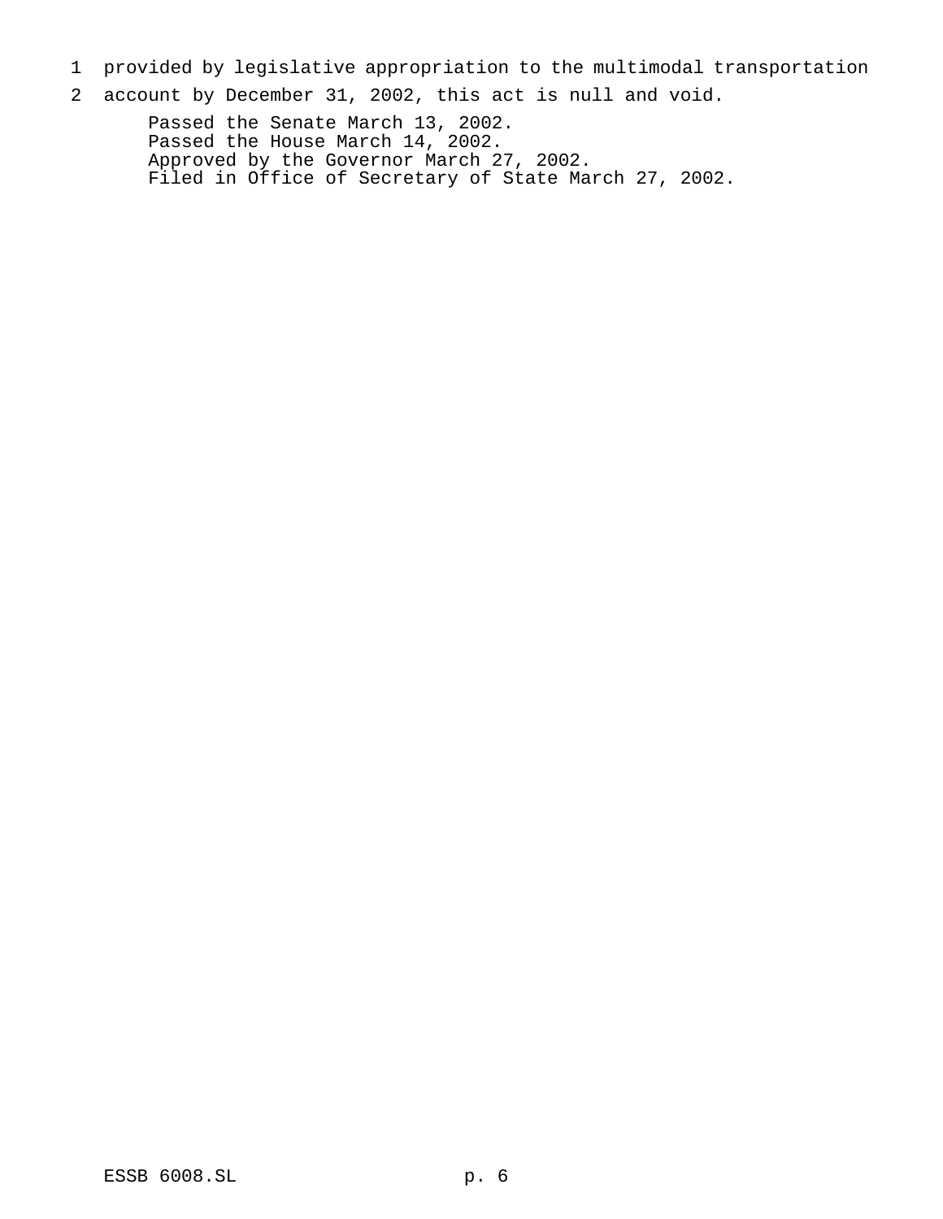provided by legislative appropriation to the multimodal transportation account by December 31, 2002, this act is null and void.

Passed the Senate March 13, 2002.
Passed the House March 14, 2002.
Approved by the Governor March 27, 2002.
Filed in Office of Secretary of State March 27, 2002.